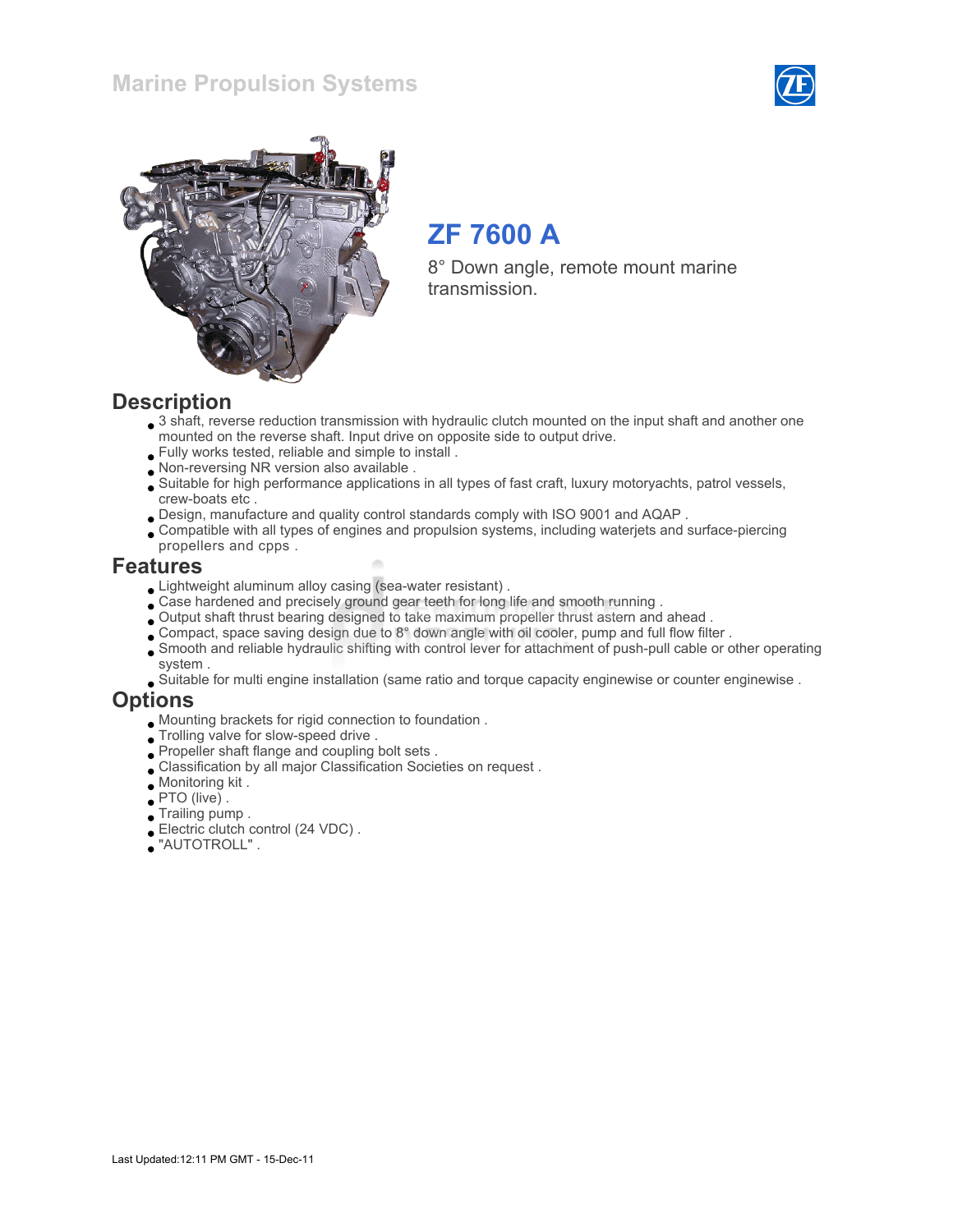# Marine Propulsion Systems

## ZF 7600 A

8° Down angle, remote mount marine transmission.

## Description

- 3 shaft, reverse reduction transmission with hydraulic clutch mounted on the input shaft and another one mounted on the reverse shaft. Input drive on opposite side to output drive.
- Fully works tested, reliable and simple to install .
- Non-reversing NR version also available .
- Suitable for high performance applications in all types of fast craft, luxury motoryachts, patrol vessels, crew-boats etc .
- Design, manufacture and quality control standards comply with ISO 9001 and AQAP .
- Compatible with all types of engines and propulsion systems, including waterjets and surface-piercing propellers and cpps .

## Features

- Lightweight aluminum alloy casing (sea-water resistant) .
- Case hardened and precisely ground gear teeth for long life and smooth running .
- Output shaft thrust bearing designed to take maximum propeller thrust astern and ahead .
- Compact, space saving design due to 8° down angle with oil cooler, pump and full flow filter .
- Smooth and reliable hydraulic shifting with control lever for attachment of push-pull cable or other operating system .
- Suitable for multi engine installation (same ratio and torque capacity enginewise or counter enginewise .

## Options

- Mounting brackets for rigid connection to foundation .
- Trolling valve for slow-speed drive .
- Propeller shaft flange and coupling bolt sets .
- Classification by all major Classification Societies on request .
- Monitoring kit .
- PTO (live) .
- Trailing pump .
- Electric clutch control (24 VDC) .
- "AUTOTROLL" .

Last Updated:12:11 PM GMT - 15-Dec-11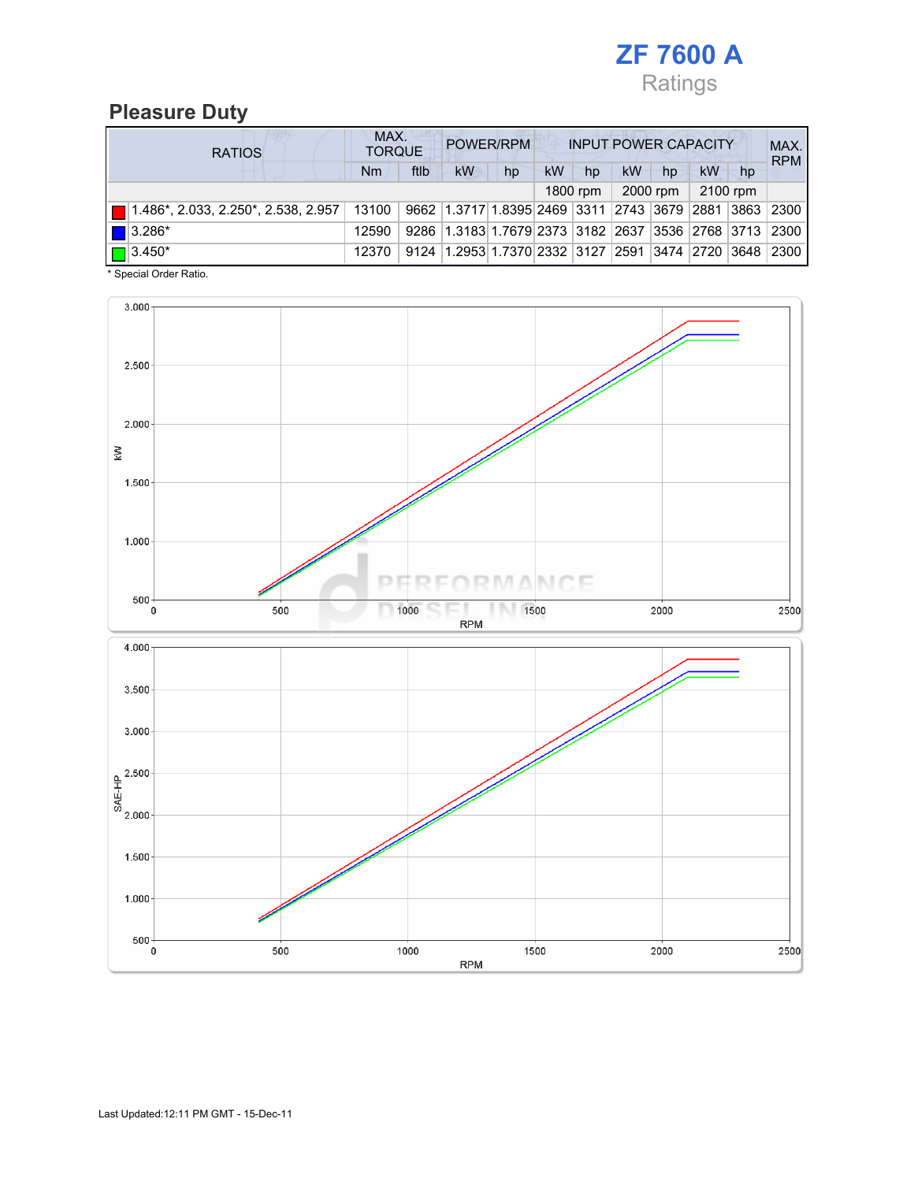# ZF 7600 A

Ratings

## Pleasure Duty

| RATIOS | MAX. TORQUE | | POWER/RPM | | INPUT POWER CAPACITY | | | | | | MAX. RPM |
|---|---|---|---|---|---|---|---|---|---|---|---|
| | Nm | ftlb | kW | hp | kW | hp | kW | hp | kW | hp | |
| | | | | | 1800 rpm | | 2000 rpm | | 2100 rpm | | |
| 1.486*, 2.033, 2.250*, 2.538, 2.957 | 13100 | 9662 | 1.3717 | 1.8395 | 2469 | 3311 | 2743 | 3679 | 2881 | 3863 | 2300 |
| 3.286* | 12590 | 9286 | 1.3183 | 1.7679 | 2373 | 3182 | 2637 | 3536 | 2768 | 3713 | 2300 |
| 3.450* | 12370 | 9124 | 1.2953 | 1.7370 | 2332 | 3127 | 2591 | 3474 | 2720 | 3648 | 2300 |

* Special Order Ratio.

Last Updated:12:11 PM GMT - 15-Dec-11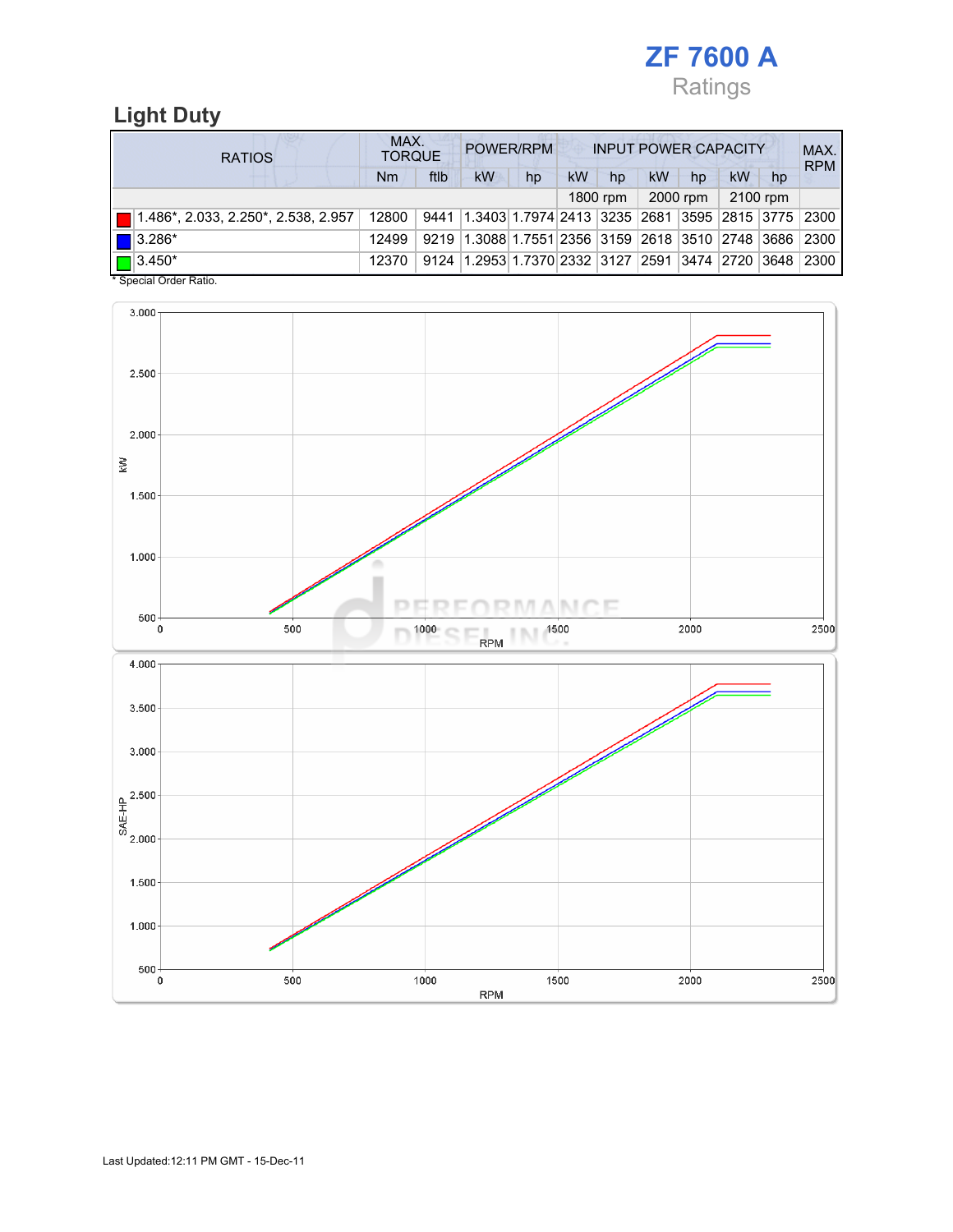# ZF 7600 A

Ratings

## Light Duty

| RATIOS | MAX. TORQUE | | POWER/RPM | | INPUT POWER CAPACITY | | | | | | MAX. RPM |
|---|---|---|---|---|---|---|---|---|---|---|---|
| | Nm | ftlb | kW | hp | kW | hp | kW | hp | kW | hp | |
| | | | | | 1800 rpm | | 2000 rpm | | 2100 rpm | | |
| 1.486*, 2.033, 2.250*, 2.538, 2.957 | 12800 | 9441 | 1.3403 | 1.7974 | 2413 | 3235 | 2681 | 3595 | 2815 | 3775 | 2300 |
| 3.286* | 12499 | 9219 | 1.3088 | 1.7551 | 2356 | 3159 | 2618 | 3510 | 2748 | 3686 | 2300 |
| 3.450* | 12370 | 9124 | 1.2953 | 1.7370 | 2332 | 3127 | 2591 | 3474 | 2720 | 3648 | 2300 |

* Special Order Ratio.

Last Updated:12:11 PM GMT - 15-Dec-11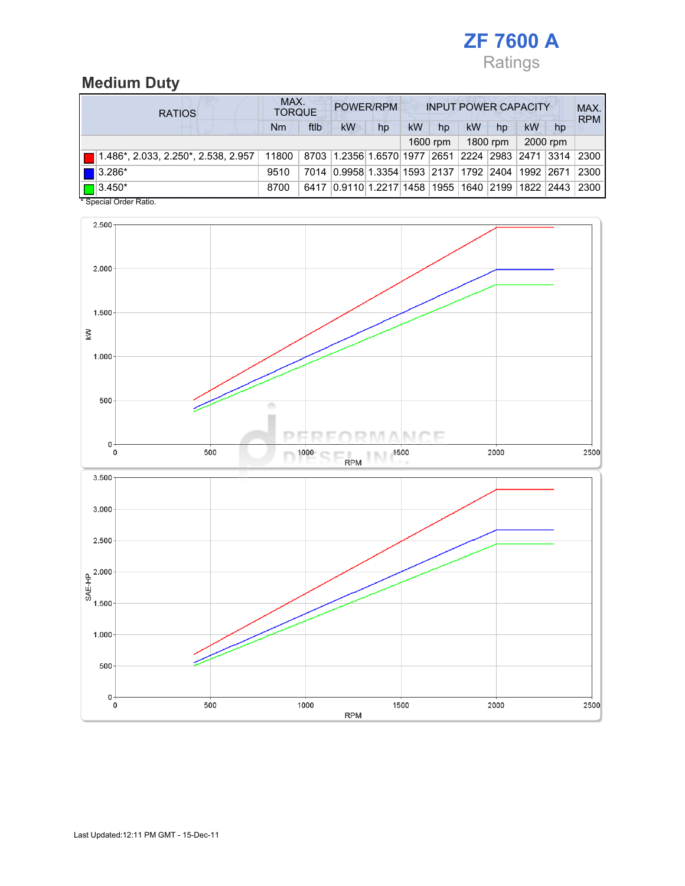# ZF 7600 A

Ratings

## Medium Duty

| RATIOS | MAX. TORQUE | | POWER/RPM | | INPUT POWER CAPACITY | | | | | | MAX. RPM |
|---|---|---|---|---|---|---|---|---|---|---|---|
| | Nm | ftlb | kW | hp | kW | hp | kW | hp | kW | hp | |
| | | | | | 1600 rpm | | 1800 rpm | | 2000 rpm | | |
| 1.486*, 2.033, 2.250*, 2.538, 2.957 | 11800 | 8703 | 1.2356 | 1.6570 | 1977 | 2651 | 2224 | 2983 | 2471 | 3314 | 2300 |
| 3.286* | 9510 | 7014 | 0.9958 | 1.3354 | 1593 | 2137 | 1792 | 2404 | 1992 | 2671 | 2300 |
| 3.450* | 8700 | 6417 | 0.9110 | 1.2217 | 1458 | 1955 | 1640 | 2199 | 1822 | 2443 | 2300 |

\* Special Order Ratio.

Last Updated:12:11 PM GMT - 15-Dec-11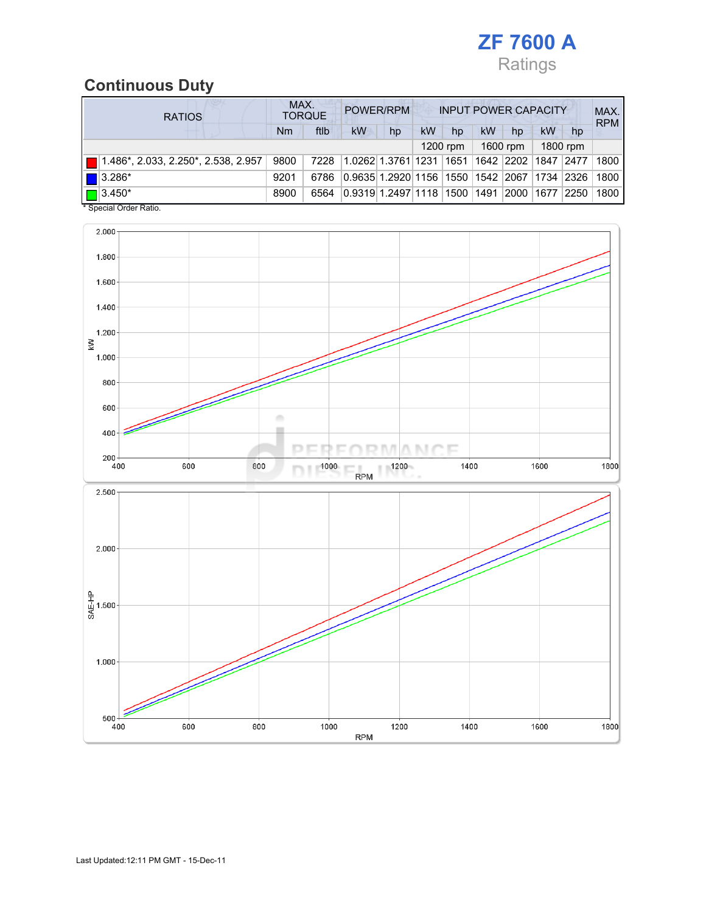# ZF 7600 A

Ratings

## Continuous Duty

| RATIOS | MAX. TORQUE | | POWER/RPM | | INPUT POWER CAPACITY | | | | | | MAX. RPM |
|---|---|---|---|---|---|---|---|---|---|---|---|
| | Nm | ftlb | kW | hp | kW | hp | kW | hp | kW | hp | |
| | | | | | 1200 rpm | | 1600 rpm | | 1800 rpm | | |
| 1.486*, 2.033, 2.250*, 2.538, 2.957 | 9800 | 7228 | 1.0262 | 1.3761 | 1231 | 1651 | 1642 | 2202 | 1847 | 2477 | 1800 |
| 3.286* | 9201 | 6786 | 0.9635 | 1.2920 | 1156 | 1550 | 1542 | 2067 | 1734 | 2326 | 1800 |
| 3.450* | 8900 | 6564 | 0.9319 | 1.2497 | 1118 | 1500 | 1491 | 2000 | 1677 | 2250 | 1800 |

* Special Order Ratio.

Last Updated:12:11 PM GMT - 15-Dec-11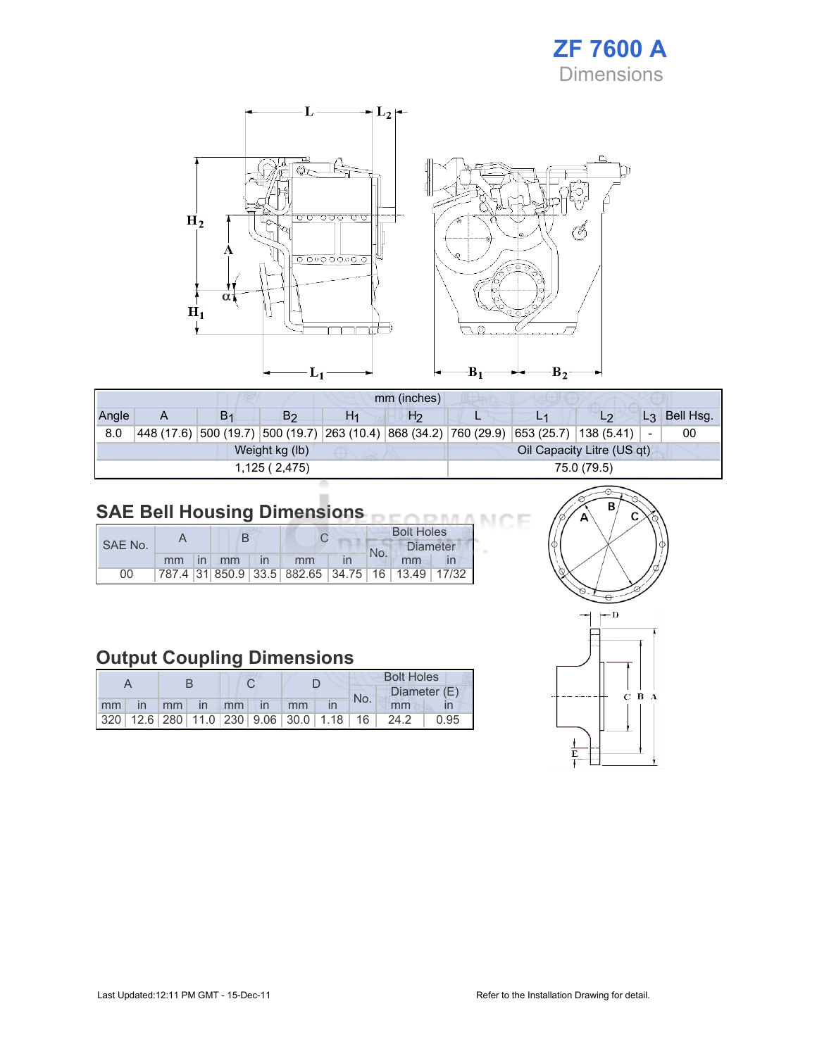# ZF 7600 A
## Dimensions

| mm (inches) | | | | | | | | | | |
|---|---|---|---|---|---|---|---|---|---|---|
| Angle | A | $B_1$ | $B_2$ | $H_1$ | $H_2$ | L | $L_1$ | $L_2$ | $L_3$ | Bell Hsg. |
| 8.0 | 448 (17.6) | 500 (19.7) | 500 (19.7) | 263 (10.4) | 868 (34.2) | 760 (29.9) | 653 (25.7) | 138 (5.41) | - | 00 |

| Weight kg (lb) | Oil Capacity Litre (US qt) |
|---|---|
| 1,125 ( 2,475) | 75.0 (79.5) |

## SAE Bell Housing Dimensions

| SAE No. | A | | B | | C | | Bolt Holes | | |
|---|---|---|---|---|---|---|---|---|---|
| | | | | | | | No. | Diameter | |
| | mm | in | mm | in | mm | in | | mm | in |
| 00 | 787.4 | 31 | 850.9 | 33.5 | 882.65 | 34.75 | 16 | 13.49 | 17/32 |

## Output Coupling Dimensions

| A | | B | | C | | D | | Bolt Holes | | |
|---|---|---|---|---|---|---|---|---|---|---|
| | | | | | | | | No. | Diameter (E) | |
| mm | in | mm | in | mm | in | mm | in | | mm | in |
| 320 | 12.6 | 280 | 11.0 | 230 | 9.06 | 30.0 | 1.18 | 16 | 24.2 | 0.95 |

Last Updated:12:11 PM GMT - 15-Dec-11

Refer to the Installation Drawing for detail.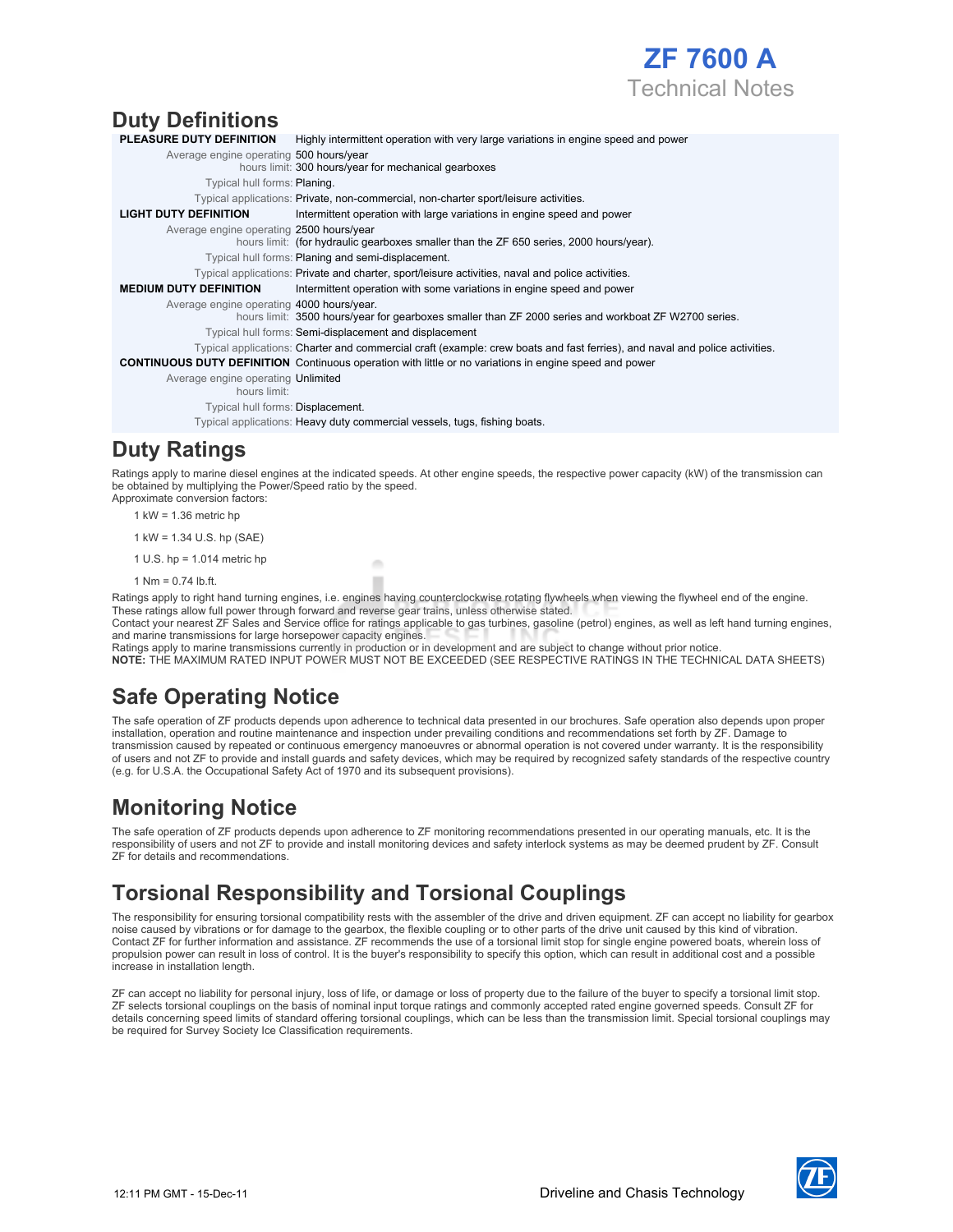# ZF 7600 A

## Technical Notes

## Duty Definitions

| | |
|---|---|
| **PLEASURE DUTY DEFINITION** | Highly intermittent operation with very large variations in engine speed and power |
| Average engine operating hours limit: | 500 hours/year<br>300 hours/year for mechanical gearboxes |
| Typical hull forms: | Planing. |
| Typical applications: | Private, non-commercial, non-charter sport/leisure activities. |
| **LIGHT DUTY DEFINITION** | Intermittent operation with large variations in engine speed and power |
| Average engine operating hours limit: | 2500 hours/year<br>(for hydraulic gearboxes smaller than the ZF 650 series, 2000 hours/year). |
| Typical hull forms: | Planing and semi-displacement. |
| Typical applications: | Private and charter, sport/leisure activities, naval and police activities. |
| **MEDIUM DUTY DEFINITION** | Intermittent operation with some variations in engine speed and power |
| Average engine operating hours limit: | 4000 hours/year.<br>3500 hours/year for gearboxes smaller than ZF 2000 series and workboat ZF W2700 series. |
| Typical hull forms: | Semi-displacement and displacement |
| Typical applications: | Charter and commercial craft (example: crew boats and fast ferries), and naval and police activities. |
| **CONTINUOUS DUTY DEFINITION** | Continuous operation with little or no variations in engine speed and power |
| Average engine operating hours limit: | Unlimited |
| Typical hull forms: | Displacement. |
| Typical applications: | Heavy duty commercial vessels, tugs, fishing boats. |

## Duty Ratings

Ratings apply to marine diesel engines at the indicated speeds. At other engine speeds, the respective power capacity (kW) of the transmission can be obtained by multiplying the Power/Speed ratio by the speed.
Approximate conversion factors:

1 kW = 1.36 metric hp

1 kW = 1.34 U.S. hp (SAE)

1 U.S. hp = 1.014 metric hp

1 Nm = 0.74 lb.ft.

Ratings apply to right hand turning engines, i.e. engines having counterclockwise rotating flywheels when viewing the flywheel end of the engine. These ratings allow full power through forward and reverse gear trains, unless otherwise stated.
Contact your nearest ZF Sales and Service office for ratings applicable to gas turbines, gasoline (petrol) engines, as well as left hand turning engines, and marine transmissions for large horsepower capacity engines.
Ratings apply to marine transmissions currently in production or in development and are subject to change without prior notice.
**NOTE:** THE MAXIMUM RATED INPUT POWER MUST NOT BE EXCEEDED (SEE RESPECTIVE RATINGS IN THE TECHNICAL DATA SHEETS)

## Safe Operating Notice

The safe operation of ZF products depends upon adherence to technical data presented in our brochures. Safe operation also depends upon proper installation, operation and routine maintenance and inspection under prevailing conditions and recommendations set forth by ZF. Damage to transmission caused by repeated or continuous emergency manoeuvres or abnormal operation is not covered under warranty. It is the responsibility of users and not ZF to provide and install guards and safety devices, which may be required by recognized safety standards of the respective country (e.g. for U.S.A. the Occupational Safety Act of 1970 and its subsequent provisions).

## Monitoring Notice

The safe operation of ZF products depends upon adherence to ZF monitoring recommendations presented in our operating manuals, etc. It is the responsibility of users and not ZF to provide and install monitoring devices and safety interlock systems as may be deemed prudent by ZF. Consult ZF for details and recommendations.

## Torsional Responsibility and Torsional Couplings

The responsibility for ensuring torsional compatibility rests with the assembler of the drive and driven equipment. ZF can accept no liability for gearbox noise caused by vibrations or for damage to the gearbox, the flexible coupling or to other parts of the drive unit caused by this kind of vibration. Contact ZF for further information and assistance. ZF recommends the use of a torsional limit stop for single engine powered boats, wherein loss of propulsion power can result in loss of control. It is the buyer's responsibility to specify this option, which can result in additional cost and a possible increase in installation length.

ZF can accept no liability for personal injury, loss of life, or damage or loss of property due to the failure of the buyer to specify a torsional limit stop. ZF selects torsional couplings on the basis of nominal input torque ratings and commonly accepted rated engine governed speeds. Consult ZF for details concerning speed limits of standard offering torsional couplings, which can be less than the transmission limit. Special torsional couplings may be required for Survey Society Ice Classification requirements.

12:11 PM GMT - 15-Dec-11

Driveline and Chasis Technology